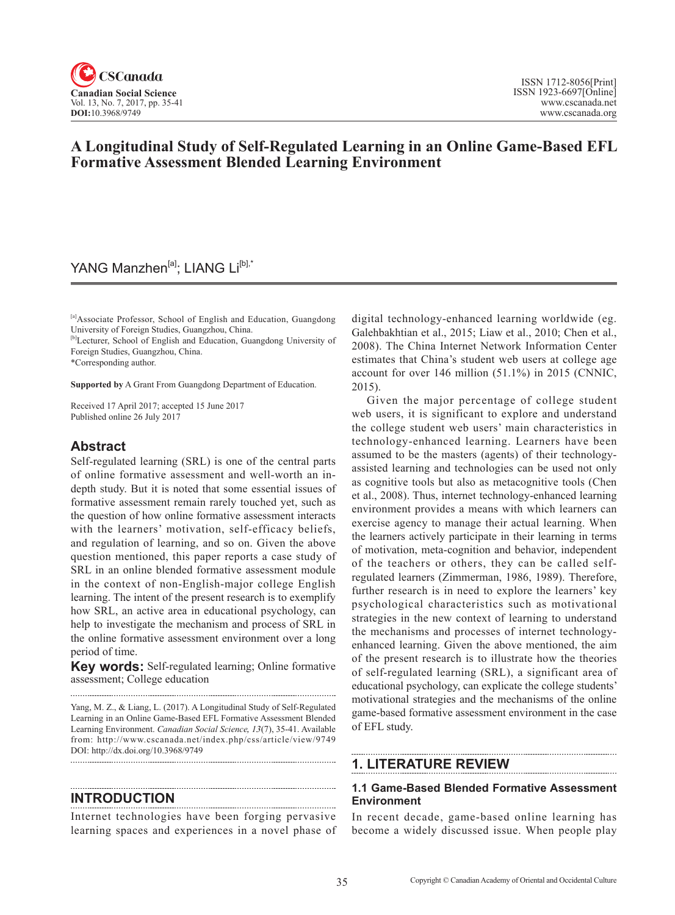# A Longitudinal Study of Self-Regulated Learning in an Online Game-Based EFL Formative Assessment Blended Learning Environment

YANG Manzhen[a]; LIANG Li[b],*

[a]Associate Professor, School of English and Education, Guangdong University of Foreign Studies, Guangzhou, China.
[b]Lecturer, School of English and Education, Guangdong University of Foreign Studies, Guangzhou, China.
*Corresponding author.

**Supported by** A Grant From Guangdong Department of Education.

Received 17 April 2017; accepted 15 June 2017
Published online 26 July 2017

## Abstract

Self-regulated learning (SRL) is one of the central parts of online formative assessment and well-worth an in-depth study. But it is noted that some essential issues of formative assessment remain rarely touched yet, such as the question of how online formative assessment interacts with the learners' motivation, self-efficacy beliefs, and regulation of learning, and so on. Given the above question mentioned, this paper reports a case study of SRL in an online blended formative assessment module in the context of non-English-major college English learning. The intent of the present research is to exemplify how SRL, an active area in educational psychology, can help to investigate the mechanism and process of SRL in the online formative assessment environment over a long period of time.

**Key words:** Self-regulated learning; Online formative assessment; College education

Yang, M. Z., & Liang, L. (2017). A Longitudinal Study of Self-Regulated Learning in an Online Game-Based EFL Formative Assessment Blended Learning Environment. *Canadian Social Science, 13*(7), 35-41. Available from: http://www.cscanada.net/index.php/css/article/view/9749
DOI: http://dx.doi.org/10.3968/9749

## INTRODUCTION

Internet technologies have been forging pervasive learning spaces and experiences in a novel phase of digital technology-enhanced learning worldwide (eg. Galehbakhtian et al., 2015; Liaw et al., 2010; Chen et al., 2008). The China Internet Network Information Center estimates that China's student web users at college age account for over 146 million (51.1%) in 2015 (CNNIC, 2015).

Given the major percentage of college student web users, it is significant to explore and understand the college student web users' main characteristics in technology-enhanced learning. Learners have been assumed to be the masters (agents) of their technology-assisted learning and technologies can be used not only as cognitive tools but also as metacognitive tools (Chen et al., 2008). Thus, internet technology-enhanced learning environment provides a means with which learners can exercise agency to manage their actual learning. When the learners actively participate in their learning in terms of motivation, meta-cognition and behavior, independent of the teachers or others, they can be called self-regulated learners (Zimmerman, 1986, 1989). Therefore, further research is in need to explore the learners' key psychological characteristics such as motivational strategies in the new context of learning to understand the mechanisms and processes of internet technology-enhanced learning. Given the above mentioned, the aim of the present research is to illustrate how the theories of self-regulated learning (SRL), a significant area of educational psychology, can explicate the college students' motivational strategies and the mechanisms of the online game-based formative assessment environment in the case of EFL study.

## 1. LITERATURE REVIEW

### 1.1 Game-Based Blended Formative Assessment Environment

In recent decade, game-based online learning has become a widely discussed issue. When people play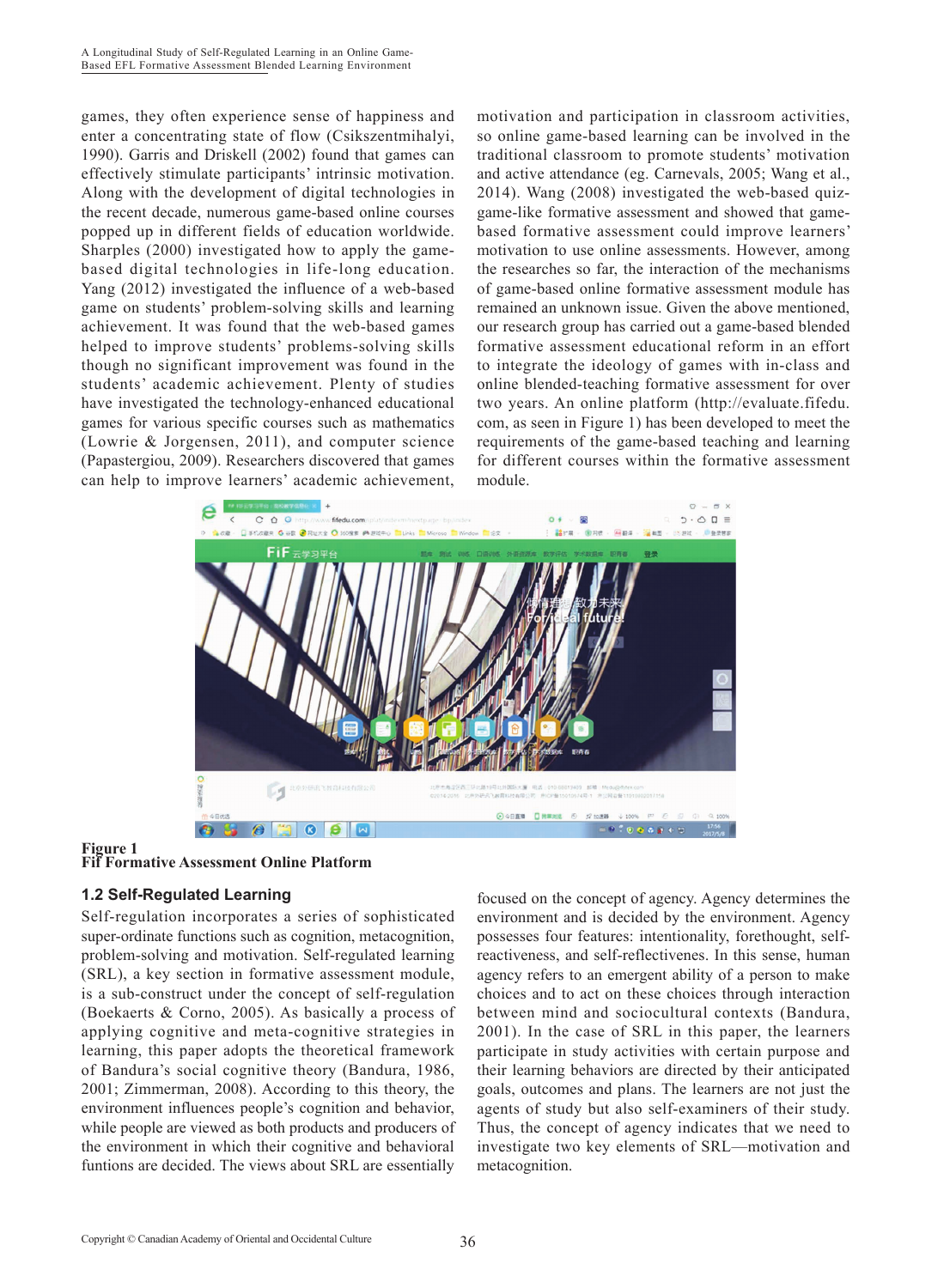games, they often experience sense of happiness and enter a concentrating state of flow (Csikszentmihalyi, 1990). Garris and Driskell (2002) found that games can effectively stimulate participants' intrinsic motivation. Along with the development of digital technologies in the recent decade, numerous game-based online courses popped up in different fields of education worldwide. Sharples (2000) investigated how to apply the game-based digital technologies in life-long education. Yang (2012) investigated the influence of a web-based game on students' problem-solving skills and learning achievement. It was found that the web-based games helped to improve students' problems-solving skills though no significant improvement was found in the students' academic achievement. Plenty of studies have investigated the technology-enhanced educational games for various specific courses such as mathematics (Lowrie & Jorgensen, 2011), and computer science (Papastergiou, 2009). Researchers discovered that games can help to improve learners' academic achievement, motivation and participation in classroom activities, so online game-based learning can be involved in the traditional classroom to promote students' motivation and active attendance (eg. Carnevals, 2005; Wang et al., 2014). Wang (2008) investigated the web-based quiz-game-like formative assessment and showed that game-based formative assessment could improve learners' motivation to use online assessments. However, among the researches so far, the interaction of the mechanisms of game-based online formative assessment module has remained an unknown issue. Given the above mentioned, our research group has carried out a game-based blended formative assessment educational reform in an effort to integrate the ideology of games with in-class and online blended-teaching formative assessment for over two years. An online platform (http://evaluate.fifedu.com, as seen in Figure 1) has been developed to meet the requirements of the game-based teaching and learning for different courses within the formative assessment module.

**Figure 1**
**Fif Formative Assessment Online Platform**

### 1.2 Self-Regulated Learning

Self-regulation incorporates a series of sophisticated super-ordinate functions such as cognition, metacognition, problem-solving and motivation. Self-regulated learning (SRL), a key section in formative assessment module, is a sub-construct under the concept of self-regulation (Boekaerts & Corno, 2005). As basically a process of applying cognitive and meta-cognitive strategies in learning, this paper adopts the theoretical framework of Bandura's social cognitive theory (Bandura, 1986, 2001; Zimmerman, 2008). According to this theory, the environment influences people's cognition and behavior, while people are viewed as both products and producers of the environment in which their cognitive and behavioral funtions are decided. The views about SRL are essentially focused on the concept of agency. Agency determines the environment and is decided by the environment. Agency possesses four features: intentionality, forethought, self-reactiveness, and self-reflectivenes. In this sense, human agency refers to an emergent ability of a person to make choices and to act on these choices through interaction between mind and sociocultural contexts (Bandura, 2001). In the case of SRL in this paper, the learners participate in study activities with certain purpose and their learning behaviors are directed by their anticipated goals, outcomes and plans. The learners are not just the agents of study but also self-examiners of their study. Thus, the concept of agency indicates that we need to investigate two key elements of SRL—motivation and metacognition.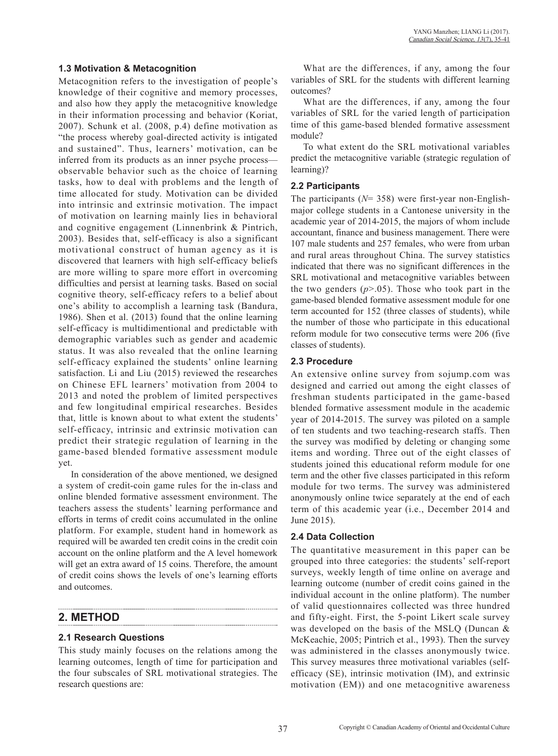### 1.3 Motivation & Metacognition

Metacognition refers to the investigation of people's knowledge of their cognitive and memory processes, and also how they apply the metacognitive knowledge in their information processing and behavior (Koriat, 2007). Schunk et al. (2008, p.4) define motivation as "the process whereby goal-directed activity is intigated and sustained". Thus, learners' motivation, can be inferred from its products as an inner psyche process—observable behavior such as the choice of learning tasks, how to deal with problems and the length of time allocated for study. Motivation can be divided into intrinsic and extrinsic motivation. The impact of motivation on learning mainly lies in behavioral and cognitive engagement (Linnenbrink & Pintrich, 2003). Besides that, self-efficacy is also a significant motivational construct of human agency as it is discovered that learners with high self-efficacy beliefs are more willing to spare more effort in overcoming difficulties and persist at learning tasks. Based on social cognitive theory, self-efficacy refers to a belief about one's ability to accomplish a learning task (Bandura, 1986). Shen et al. (2013) found that the online learning self-efficacy is multidimentional and predictable with demographic variables such as gender and academic status. It was also revealed that the online learning self-efficacy explained the students' online learning satisfaction. Li and Liu (2015) reviewed the researches on Chinese EFL learners' motivation from 2004 to 2013 and noted the problem of limited perspectives and few longitudinal empirical researches. Besides that, little is known about to what extent the students' self-efficacy, intrinsic and extrinsic motivation can predict their strategic regulation of learning in the game-based blended formative assessment module yet.

In consideration of the above mentioned, we designed a system of credit-coin game rules for the in-class and online blended formative assessment environment. The teachers assess the students' learning performance and efforts in terms of credit coins accumulated in the online platform. For example, student hand in homework as required will be awarded ten credit coins in the credit coin account on the online platform and the A level homework will get an extra award of 15 coins. Therefore, the amount of credit coins shows the levels of one's learning efforts and outcomes.

## 2. METHOD

### 2.1 Research Questions

This study mainly focuses on the relations among the learning outcomes, length of time for participation and the four subscales of SRL motivational strategies. The research questions are:

What are the differences, if any, among the four variables of SRL for the students with different learning outcomes?

What are the differences, if any, among the four variables of SRL for the varied length of participation time of this game-based blended formative assessment module?

To what extent do the SRL motivational variables predict the metacognitive variable (strategic regulation of learning)?

### 2.2 Participants

The participants ($N$= 358) were first-year non-English-major college students in a Cantonese university in the academic year of 2014-2015, the majors of whom include accountant, finance and business management. There were 107 male students and 257 females, who were from urban and rural areas throughout China. The survey statistics indicated that there was no significant differences in the SRL motivational and metacognitive variables between the two genders ($p$>.05). Those who took part in the game-based blended formative assessment module for one term accounted for 152 (three classes of students), while the number of those who participate in this educational reform module for two consecutive terms were 206 (five classes of students).

### 2.3 Procedure

An extensive online survey from sojump.com was designed and carried out among the eight classes of freshman students participated in the game-based blended formative assessment module in the academic year of 2014-2015. The survey was piloted on a sample of ten students and two teaching-research staffs. Then the survey was modified by deleting or changing some items and wording. Three out of the eight classes of students joined this educational reform module for one term and the other five classes participated in this reform module for two terms. The survey was administered anonymously online twice separately at the end of each term of this academic year (i.e., December 2014 and June 2015).

### 2.4 Data Collection

The quantitative measurement in this paper can be grouped into three categories: the students' self-report surveys, weekly length of time online on average and learning outcome (number of credit coins gained in the individual account in the online platform). The number of valid questionnaires collected was three hundred and fifty-eight. First, the 5-point Likert scale survey was developed on the basis of the MSLQ (Duncan & McKeachie, 2005; Pintrich et al., 1993). Then the survey was administered in the classes anonymously twice. This survey measures three motivational variables (self-efficacy (SE), intrinsic motivation (IM), and extrinsic motivation (EM)) and one metacognitive awareness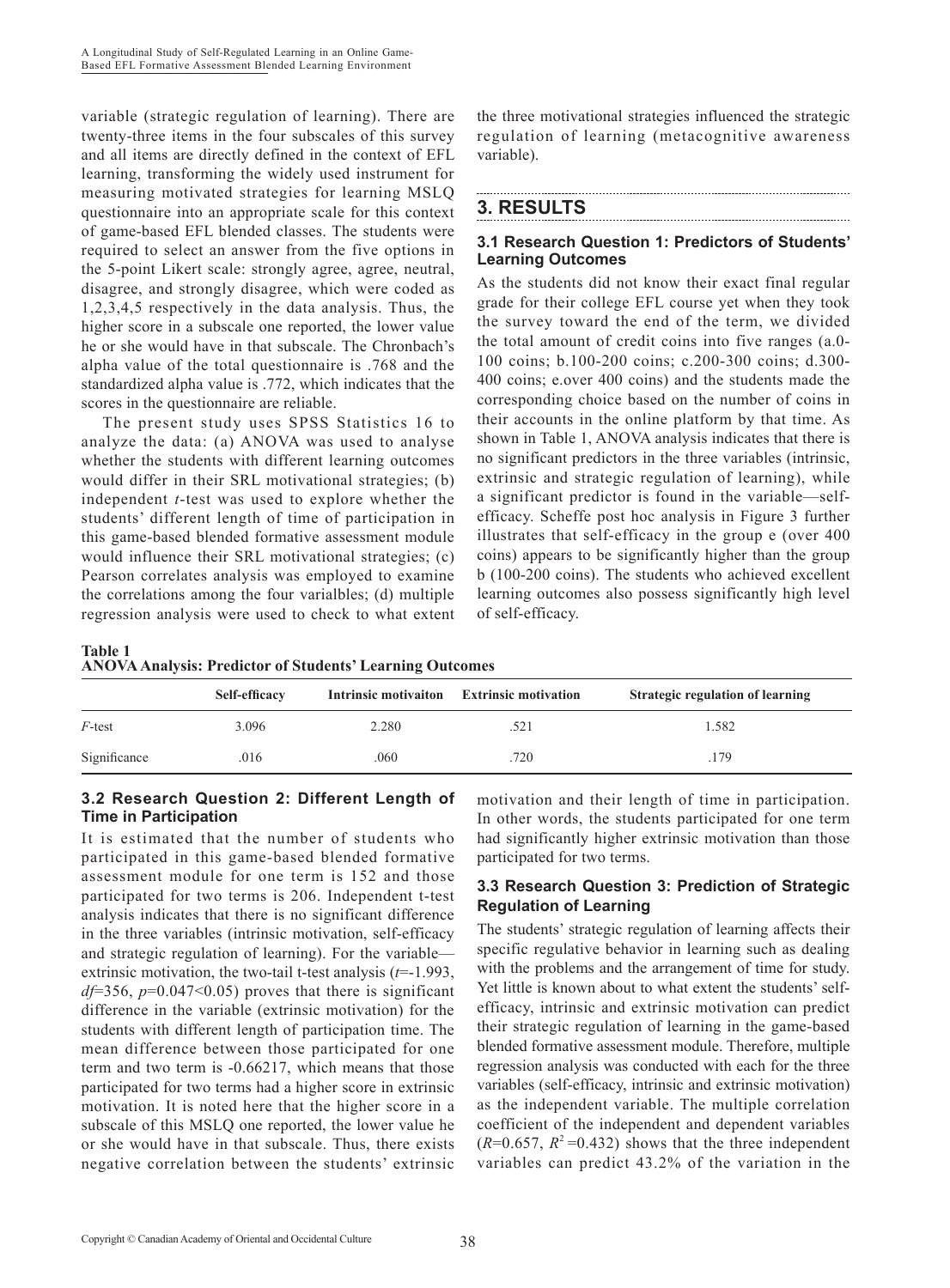variable (strategic regulation of learning). There are twenty-three items in the four subscales of this survey and all items are directly defined in the context of EFL learning, transforming the widely used instrument for measuring motivated strategies for learning MSLQ questionnaire into an appropriate scale for this context of game-based EFL blended classes. The students were required to select an answer from the five options in the 5-point Likert scale: strongly agree, agree, neutral, disagree, and strongly disagree, which were coded as 1,2,3,4,5 respectively in the data analysis. Thus, the higher score in a subscale one reported, the lower value he or she would have in that subscale. The Chronbach's alpha value of the total questionnaire is .768 and the standardized alpha value is .772, which indicates that the scores in the questionnaire are reliable.

The present study uses SPSS Statistics 16 to analyze the data: (a) ANOVA was used to analyse whether the students with different learning outcomes would differ in their SRL motivational strategies; (b) independent *t*-test was used to explore whether the students' different length of time of participation in this game-based blended formative assessment module would influence their SRL motivational strategies; (c) Pearson correlates analysis was employed to examine the correlations among the four varialbles; (d) multiple regression analysis were used to check to what extent the three motivational strategies influenced the strategic regulation of learning (metacognitive awareness variable).

## 3. RESULTS

### 3.1 Research Question 1: Predictors of Students' Learning Outcomes

As the students did not know their exact final regular grade for their college EFL course yet when they took the survey toward the end of the term, we divided the total amount of credit coins into five ranges (a.0-100 coins; b.100-200 coins; c.200-300 coins; d.300-400 coins; e.over 400 coins) and the students made the corresponding choice based on the number of coins in their accounts in the online platform by that time. As shown in Table 1, ANOVA analysis indicates that there is no significant predictors in the three variables (intrinsic, extrinsic and strategic regulation of learning), while a significant predictor is found in the variable—self-efficacy. Scheffe post hoc analysis in Figure 3 further illustrates that self-efficacy in the group e (over 400 coins) appears to be significantly higher than the group b (100-200 coins). The students who achieved excellent learning outcomes also possess significantly high level of self-efficacy.

**Table 1**
**ANOVA Analysis: Predictor of Students' Learning Outcomes**

| | Self-efficacy | Intrinsic motivaiton | Extrinsic motivation | Strategic regulation of learning |
|---|---|---|---|---|
| *F*-test | 3.096 | 2.280 | .521 | 1.582 |
| Significance | .016 | .060 | .720 | .179 |

### 3.2 Research Question 2: Different Length of Time in Participation

It is estimated that the number of students who participated in this game-based blended formative assessment module for one term is 152 and those participated for two terms is 206. Independent t-test analysis indicates that there is no significant difference in the three variables (intrinsic motivation, self-efficacy and strategic regulation of learning). For the variable—extrinsic motivation, the two-tail t-test analysis ($t$=-1.993, $df$=356, $p$=0.047<0.05) proves that there is significant difference in the variable (extrinsic motivation) for the students with different length of participation time. The mean difference between those participated for one term and two term is -0.66217, which means that those participated for two terms had a higher score in extrinsic motivation. It is noted here that the higher score in a subscale of this MSLQ one reported, the lower value he or she would have in that subscale. Thus, there exists negative correlation between the students' extrinsic motivation and their length of time in participation. In other words, the students participated for one term had significantly higher extrinsic motivation than those participated for two terms.

### 3.3 Research Question 3: Prediction of Strategic Regulation of Learning

The students' strategic regulation of learning affects their specific regulative behavior in learning such as dealing with the problems and the arrangement of time for study. Yet little is known about to what extent the students' self-efficacy, intrinsic and extrinsic motivation can predict their strategic regulation of learning in the game-based blended formative assessment module. Therefore, multiple regression analysis was conducted with each for the three variables (self-efficacy, intrinsic and extrinsic motivation) as the independent variable. The multiple correlation coefficient of the independent and dependent variables ($R$=0.657, $R^2$=0.432) shows that the three independent variables can predict 43.2% of the variation in the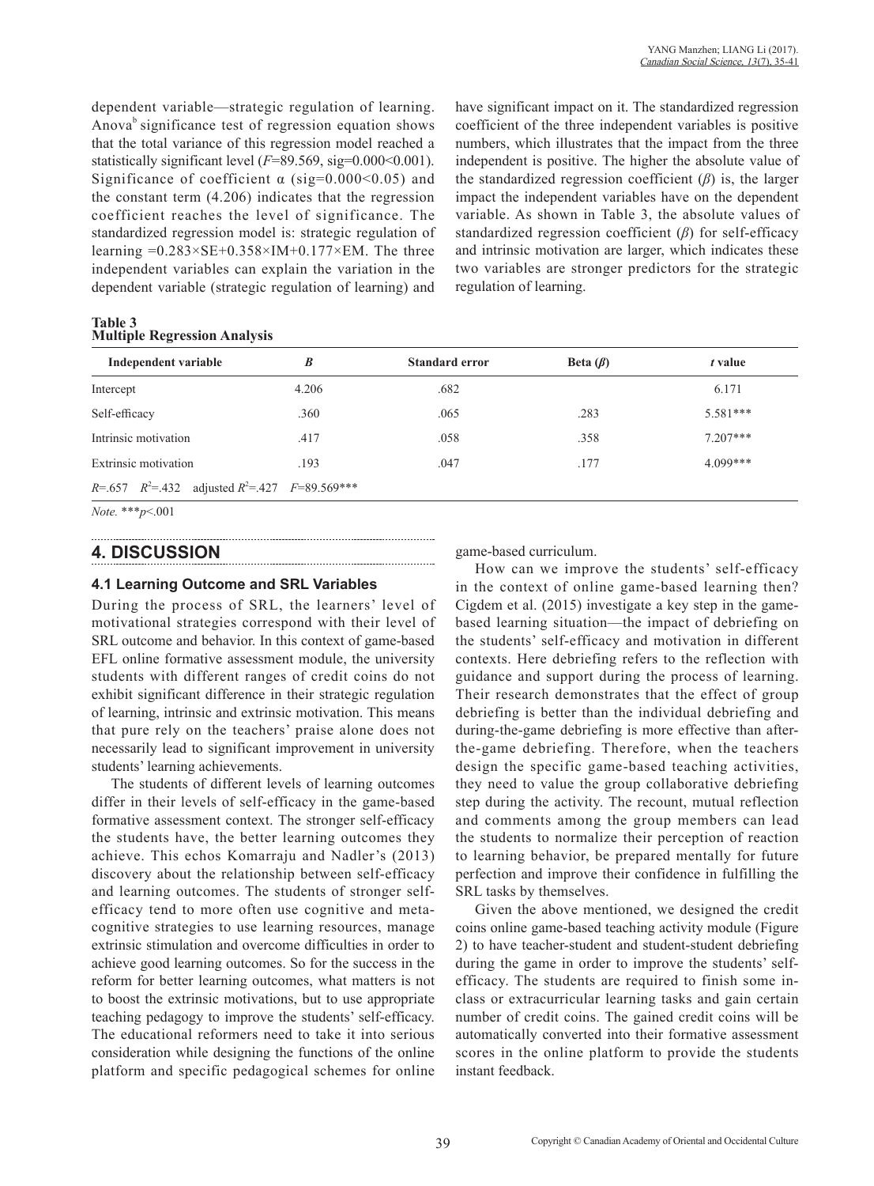dependent variable—strategic regulation of learning. Anova[b] significance test of regression equation shows that the total variance of this regression model reached a statistically significant level ($F$=89.569, sig=0.000<0.001). Significance of coefficient α (sig=0.000<0.05) and the constant term (4.206) indicates that the regression coefficient reaches the level of significance. The standardized regression model is: strategic regulation of learning =0.283×SE+0.358×IM+0.177×EM. The three independent variables can explain the variation in the dependent variable (strategic regulation of learning) and have significant impact on it. The standardized regression coefficient of the three independent variables is positive numbers, which illustrates that the impact from the three independent is positive. The higher the absolute value of the standardized regression coefficient ($\beta$) is, the larger impact the independent variables have on the dependent variable. As shown in Table 3, the absolute values of standardized regression coefficient ($\beta$) for self-efficacy and intrinsic motivation are larger, which indicates these two variables are stronger predictors for the strategic regulation of learning.

**Table 3**
**Multiple Regression Analysis**

| Independent variable | *B* | Standard error | Beta ($\beta$) | *t* value |
|---|---|---|---|---|
| Intercept | 4.206 | .682 | | 6.171 |
| Self-efficacy | .360 | .065 | .283 | 5.581*** |
| Intrinsic motivation | .417 | .058 | .358 | 7.207*** |
| Extrinsic motivation | .193 | .047 | .177 | 4.099*** |
| $R$=.657 $R^2$=.432 adjusted $R^2$=.427 $F$=89.569*** | | | | |

*Note.* ***$p$<.001

## 4. DISCUSSION

### 4.1 Learning Outcome and SRL Variables

During the process of SRL, the learners' level of motivational strategies correspond with their level of SRL outcome and behavior. In this context of game-based EFL online formative assessment module, the university students with different ranges of credit coins do not exhibit significant difference in their strategic regulation of learning, intrinsic and extrinsic motivation. This means that pure rely on the teachers' praise alone does not necessarily lead to significant improvement in university students' learning achievements.

The students of different levels of learning outcomes differ in their levels of self-efficacy in the game-based formative assessment context. The stronger self-efficacy the students have, the better learning outcomes they achieve. This echos Komarraju and Nadler's (2013) discovery about the relationship between self-efficacy and learning outcomes. The students of stronger self-efficacy tend to more often use cognitive and meta-cognitive strategies to use learning resources, manage extrinsic stimulation and overcome difficulties in order to achieve good learning outcomes. So for the success in the reform for better learning outcomes, what matters is not to boost the extrinsic motivations, but to use appropriate teaching pedagogy to improve the students' self-efficacy. The educational reformers need to take it into serious consideration while designing the functions of the online platform and specific pedagogical schemes for online game-based curriculum.

How can we improve the students' self-efficacy in the context of online game-based learning then? Cigdem et al. (2015) investigate a key step in the game-based learning situation—the impact of debriefing on the students' self-efficacy and motivation in different contexts. Here debriefing refers to the reflection with guidance and support during the process of learning. Their research demonstrates that the effect of group debriefing is better than the individual debriefing and during-the-game debriefing is more effective than after-the-game debriefing. Therefore, when the teachers design the specific game-based teaching activities, they need to value the group collaborative debriefing step during the activity. The recount, mutual reflection and comments among the group members can lead the students to normalize their perception of reaction to learning behavior, be prepared mentally for future perfection and improve their confidence in fulfilling the SRL tasks by themselves.

Given the above mentioned, we designed the credit coins online game-based teaching activity module (Figure 2) to have teacher-student and student-student debriefing during the game in order to improve the students' self-efficacy. The students are required to finish some in-class or extracurricular learning tasks and gain certain number of credit coins. The gained credit coins will be automatically converted into their formative assessment scores in the online platform to provide the students instant feedback.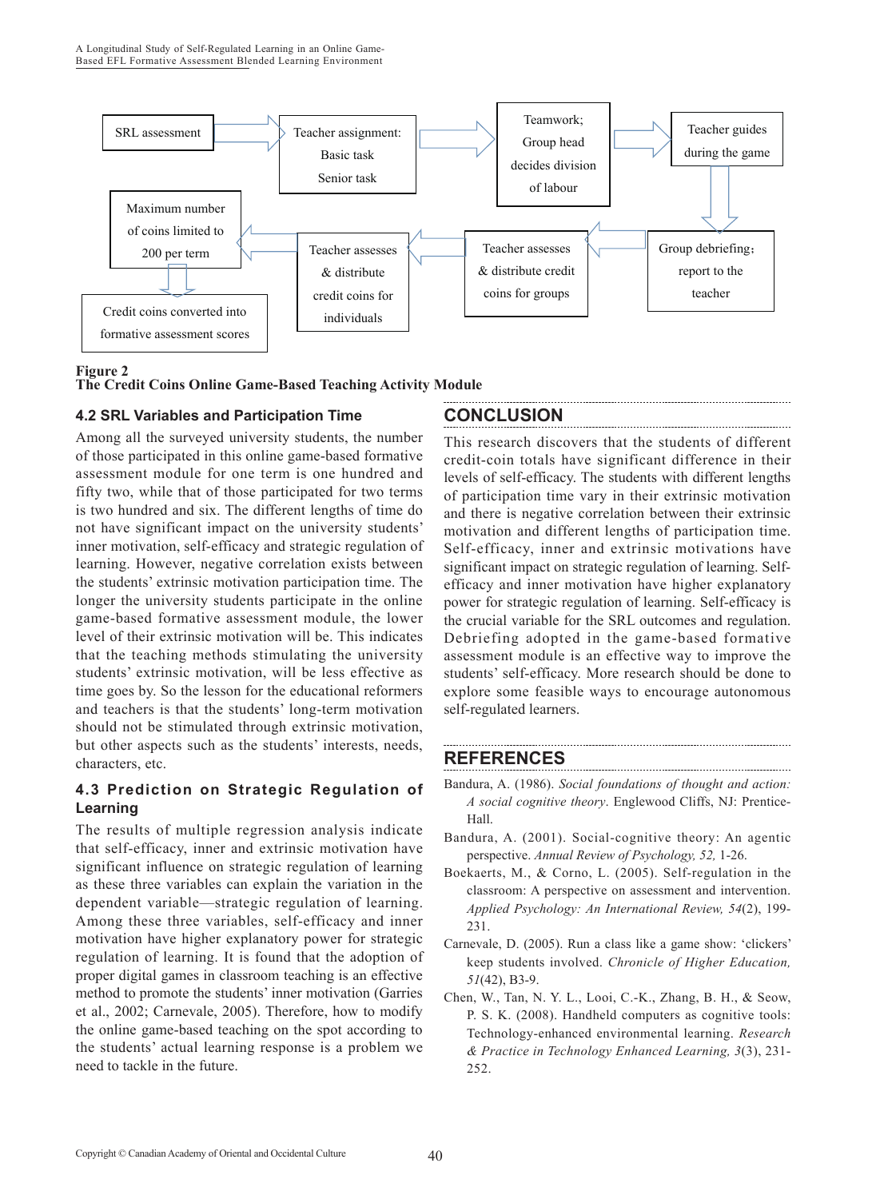**Figure 2**
**The Credit Coins Online Game-Based Teaching Activity Module**

### 4.2 SRL Variables and Participation Time

Among all the surveyed university students, the number of those participated in this online game-based formative assessment module for one term is one hundred and fifty two, while that of those participated for two terms is two hundred and six. The different lengths of time do not have significant impact on the university students' inner motivation, self-efficacy and strategic regulation of learning. However, negative correlation exists between the students' extrinsic motivation participation time. The longer the university students participate in the online game-based formative assessment module, the lower level of their extrinsic motivation will be. This indicates that the teaching methods stimulating the university students' extrinsic motivation, will be less effective as time goes by. So the lesson for the educational reformers and teachers is that the students' long-term motivation should not be stimulated through extrinsic motivation, but other aspects such as the students' interests, needs, characters, etc.

### 4.3 Prediction on Strategic Regulation of Learning

The results of multiple regression analysis indicate that self-efficacy, inner and extrinsic motivation have significant influence on strategic regulation of learning as these three variables can explain the variation in the dependent variable—strategic regulation of learning. Among these three variables, self-efficacy and inner motivation have higher explanatory power for strategic regulation of learning. It is found that the adoption of proper digital games in classroom teaching is an effective method to promote the students' inner motivation (Garries et al., 2002; Carnevale, 2005). Therefore, how to modify the online game-based teaching on the spot according to the students' actual learning response is a problem we need to tackle in the future.

## CONCLUSION

This research discovers that the students of different credit-coin totals have significant difference in their levels of self-efficacy. The students with different lengths of participation time vary in their extrinsic motivation and there is negative correlation between their extrinsic motivation and different lengths of participation time. Self-efficacy, inner and extrinsic motivations have significant impact on strategic regulation of learning. Self-efficacy and inner motivation have higher explanatory power for strategic regulation of learning. Self-efficacy is the crucial variable for the SRL outcomes and regulation. Debriefing adopted in the game-based formative assessment module is an effective way to improve the students' self-efficacy. More research should be done to explore some feasible ways to encourage autonomous self-regulated learners.

## REFERENCES

Bandura, A. (1986). *Social foundations of thought and action: A social cognitive theory*. Englewood Cliffs, NJ: Prentice-Hall.

Bandura, A. (2001). Social-cognitive theory: An agentic perspective. *Annual Review of Psychology, 52,* 1-26.

Boekaerts, M., & Corno, L. (2005). Self-regulation in the classroom: A perspective on assessment and intervention. *Applied Psychology: An International Review, 54*(2), 199-231.

Carnevale, D. (2005). Run a class like a game show: 'clickers' keep students involved. *Chronicle of Higher Education, 51*(42), B3-9.

Chen, W., Tan, N. Y. L., Looi, C.-K., Zhang, B. H., & Seow, P. S. K. (2008). Handheld computers as cognitive tools: Technology-enhanced environmental learning. *Research & Practice in Technology Enhanced Learning, 3*(3), 231-252.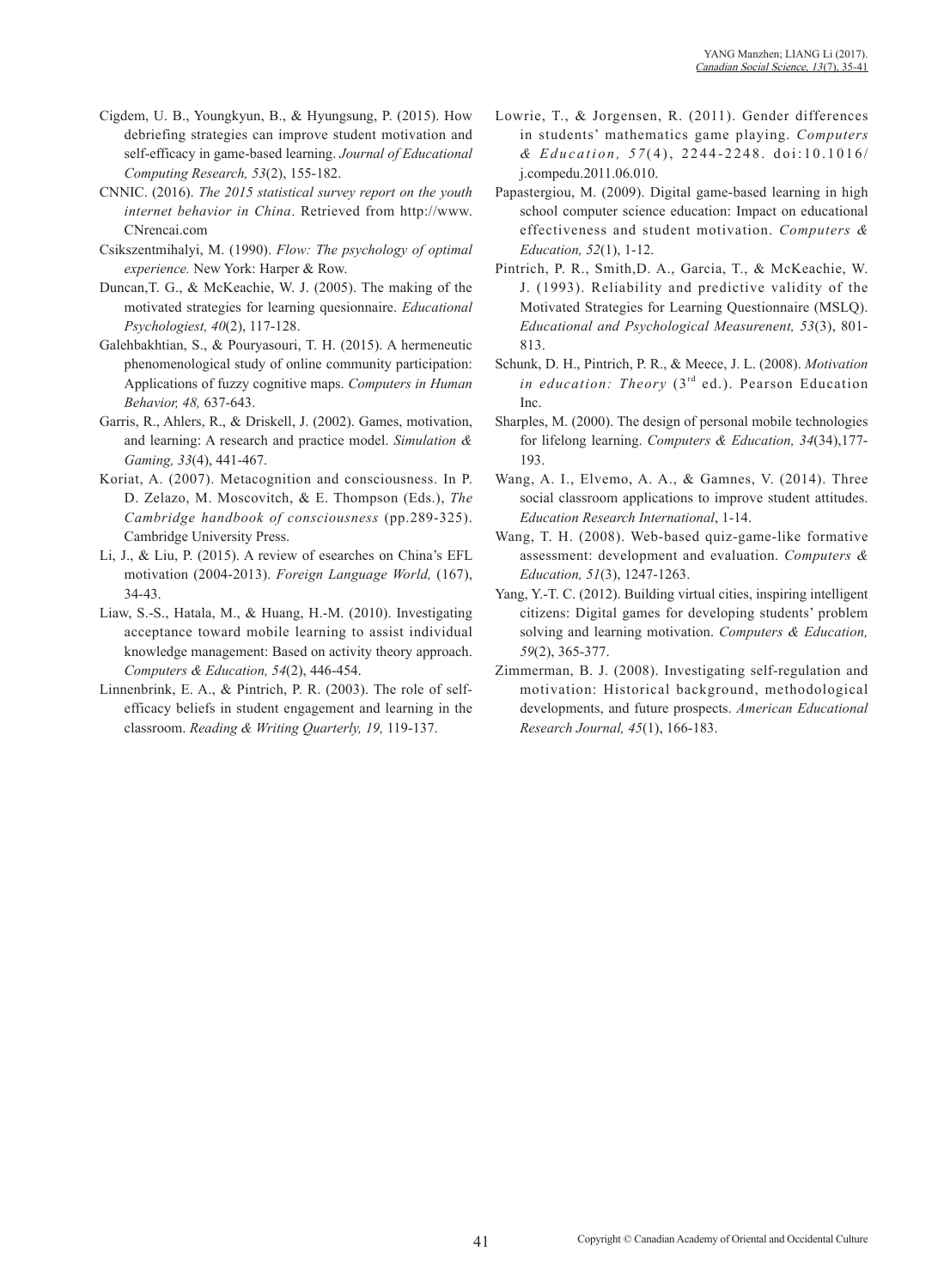Cigdem, U. B., Youngkyun, B., & Hyungsung, P. (2015). How debriefing strategies can improve student motivation and self-efficacy in game-based learning. *Journal of Educational Computing Research, 53*(2), 155-182.

CNNIC. (2016). *The 2015 statistical survey report on the youth internet behavior in China*. Retrieved from http://www.CNrencai.com

Csikszentmihalyi, M. (1990). *Flow: The psychology of optimal experience.* New York: Harper & Row.

Duncan,T. G., & McKeachie, W. J. (2005). The making of the motivated strategies for learning quesionnaire. *Educational Psychologiest, 40*(2), 117-128.

Galehbakhtian, S., & Pouryasouri, T. H. (2015). A hermeneutic phenomenological study of online community participation: Applications of fuzzy cognitive maps. *Computers in Human Behavior, 48,* 637-643.

Garris, R., Ahlers, R., & Driskell, J. (2002). Games, motivation, and learning: A research and practice model. *Simulation & Gaming, 33*(4), 441-467.

Koriat, A. (2007). Metacognition and consciousness. In P. D. Zelazo, M. Moscovitch, & E. Thompson (Eds.), *The Cambridge handbook of consciousness* (pp.289-325). Cambridge University Press.

Li, J., & Liu, P. (2015). A review of esearches on China's EFL motivation (2004-2013). *Foreign Language World,* (167), 34-43.

Liaw, S.-S., Hatala, M., & Huang, H.-M. (2010). Investigating acceptance toward mobile learning to assist individual knowledge management: Based on activity theory approach. *Computers & Education, 54*(2), 446-454.

Linnenbrink, E. A., & Pintrich, P. R. (2003). The role of self-efficacy beliefs in student engagement and learning in the classroom. *Reading & Writing Quarterly, 19,* 119-137.

Lowrie, T., & Jorgensen, R. (2011). Gender differences in students' mathematics game playing. *Computers & Education, 57*(4), 2244-2248. doi:10.1016/j.compedu.2011.06.010.

Papastergiou, M. (2009). Digital game-based learning in high school computer science education: Impact on educational effectiveness and student motivation. *Computers & Education, 52*(1), 1-12.

Pintrich, P. R., Smith,D. A., Garcia, T., & McKeachie, W. J. (1993). Reliability and predictive validity of the Motivated Strategies for Learning Questionnaire (MSLQ). *Educational and Psychological Measurenent, 53*(3), 801-813.

Schunk, D. H., Pintrich, P. R., & Meece, J. L. (2008). *Motivation in education: Theory* (3rd ed.). Pearson Education Inc.

Sharples, M. (2000). The design of personal mobile technologies for lifelong learning. *Computers & Education, 34*(34),177-193.

Wang, A. I., Elvemo, A. A., & Gamnes, V. (2014). Three social classroom applications to improve student attitudes. *Education Research International*, 1-14.

Wang, T. H. (2008). Web-based quiz-game-like formative assessment: development and evaluation. *Computers & Education, 51*(3), 1247-1263.

Yang, Y.-T. C. (2012). Building virtual cities, inspiring intelligent citizens: Digital games for developing students' problem solving and learning motivation. *Computers & Education, 59*(2), 365-377.

Zimmerman, B. J. (2008). Investigating self-regulation and motivation: Historical background, methodological developments, and future prospects. *American Educational Research Journal, 45*(1), 166-183.